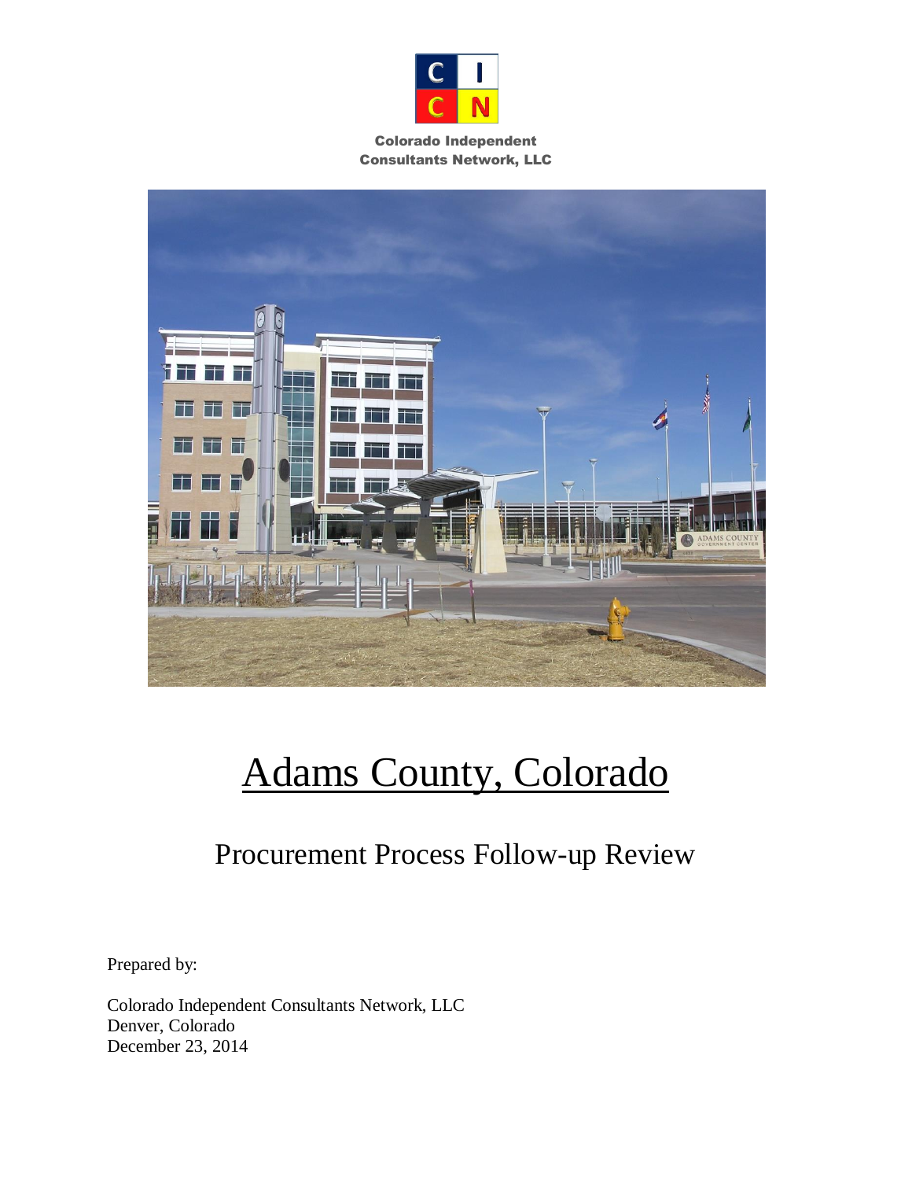Colorado Independent Consultants Network, LLC

# Adams County, Colorado

## Procurement Process Follow-up Review

Prepared by:

Colorado Independent Consultants Network, LLC
Denver, Colorado
December 23, 2014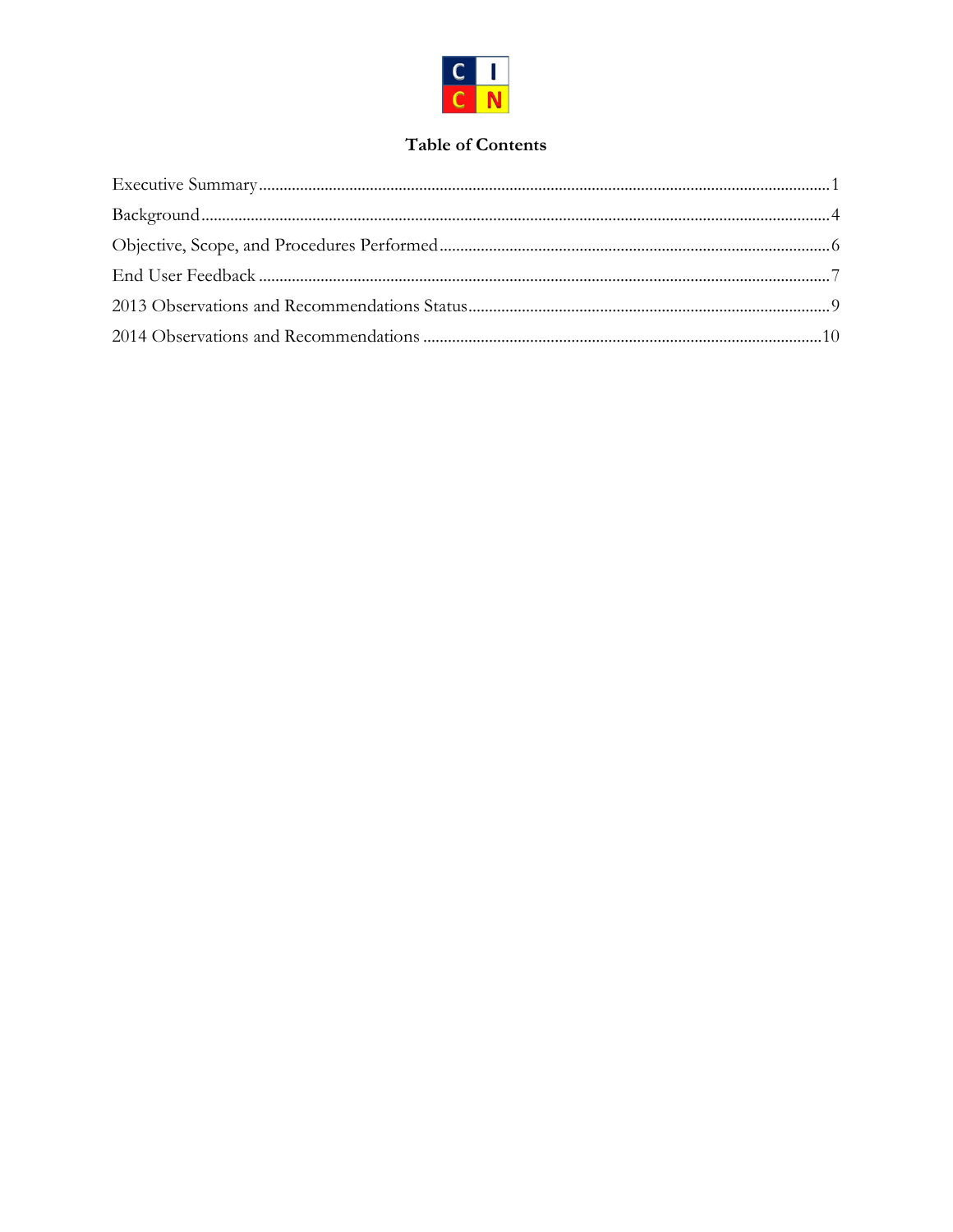# Table of Contents

| | |
|---|---|
| Executive Summary | 1 |
| Background | 4 |
| Objective, Scope, and Procedures Performed | 6 |
| End User Feedback | 7 |
| 2013 Observations and Recommendations Status | 9 |
| 2014 Observations and Recommendations | 10 |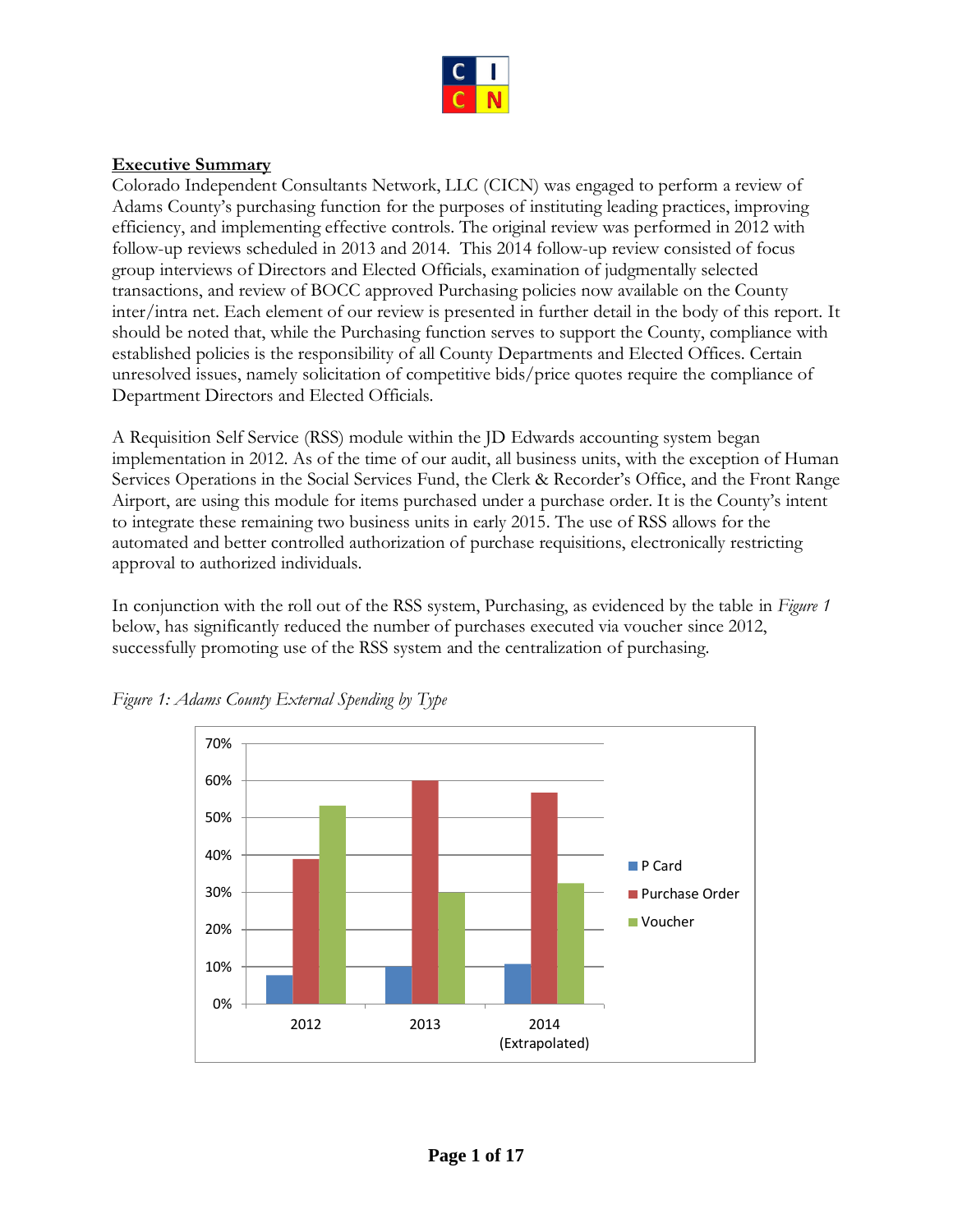## Executive Summary

Colorado Independent Consultants Network, LLC (CICN) was engaged to perform a review of Adams County's purchasing function for the purposes of instituting leading practices, improving efficiency, and implementing effective controls. The original review was performed in 2012 with follow-up reviews scheduled in 2013 and 2014. This 2014 follow-up review consisted of focus group interviews of Directors and Elected Officials, examination of judgmentally selected transactions, and review of BOCC approved Purchasing policies now available on the County inter/intra net. Each element of our review is presented in further detail in the body of this report. It should be noted that, while the Purchasing function serves to support the County, compliance with established policies is the responsibility of all County Departments and Elected Offices. Certain unresolved issues, namely solicitation of competitive bids/price quotes require the compliance of Department Directors and Elected Officials.

A Requisition Self Service (RSS) module within the JD Edwards accounting system began implementation in 2012. As of the time of our audit, all business units, with the exception of Human Services Operations in the Social Services Fund, the Clerk & Recorder's Office, and the Front Range Airport, are using this module for items purchased under a purchase order. It is the County's intent to integrate these remaining two business units in early 2015. The use of RSS allows for the automated and better controlled authorization of purchase requisitions, electronically restricting approval to authorized individuals.

In conjunction with the roll out of the RSS system, Purchasing, as evidenced by the table in *Figure 1* below, has significantly reduced the number of purchases executed via voucher since 2012, successfully promoting use of the RSS system and the centralization of purchasing.

*Figure 1: Adams County External Spending by Type*

| Year | P Card | Purchase Order | Voucher |
|---|---|---|---|
| 2012 | ~8% | ~39% | ~53% |
| 2013 | ~10% | ~60% | ~30% |
| 2014 (Extrapolated) | ~11% | ~57% | ~32% |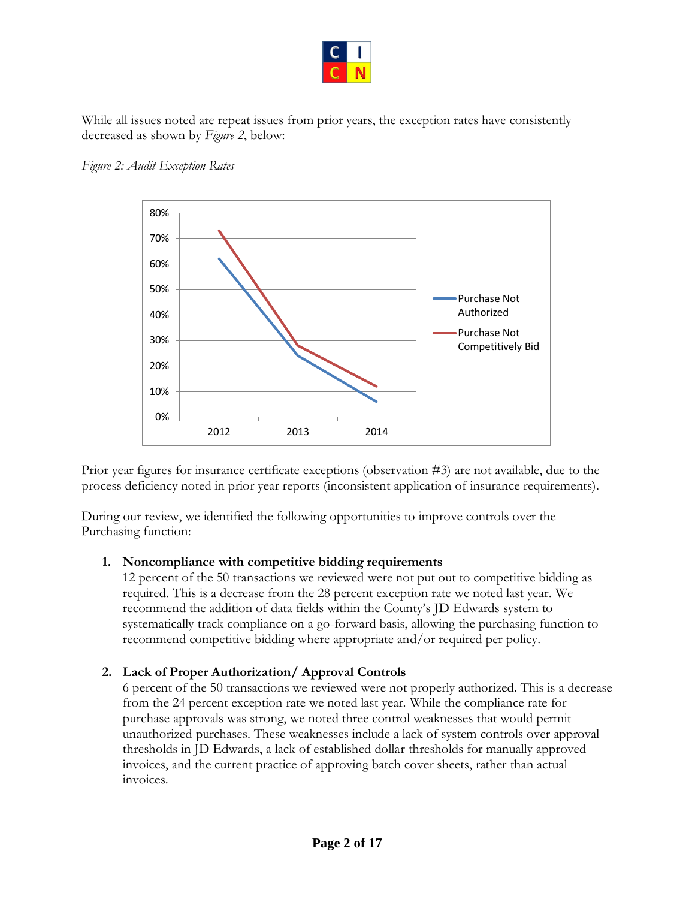While all issues noted are repeat issues from prior years, the exception rates have consistently decreased as shown by *Figure 2*, below:

*Figure 2: Audit Exception Rates*

Prior year figures for insurance certificate exceptions (observation #3) are not available, due to the process deficiency noted in prior year reports (inconsistent application of insurance requirements).

During our review, we identified the following opportunities to improve controls over the Purchasing function:

1. **Noncompliance with competitive bidding requirements**
   12 percent of the 50 transactions we reviewed were not put out to competitive bidding as required. This is a decrease from the 28 percent exception rate we noted last year. We recommend the addition of data fields within the County's JD Edwards system to systematically track compliance on a go-forward basis, allowing the purchasing function to recommend competitive bidding where appropriate and/or required per policy.

2. **Lack of Proper Authorization/ Approval Controls**
   6 percent of the 50 transactions we reviewed were not properly authorized. This is a decrease from the 24 percent exception rate we noted last year. While the compliance rate for purchase approvals was strong, we noted three control weaknesses that would permit unauthorized purchases. These weaknesses include a lack of system controls over approval thresholds in JD Edwards, a lack of established dollar thresholds for manually approved invoices, and the current practice of approving batch cover sheets, rather than actual invoices.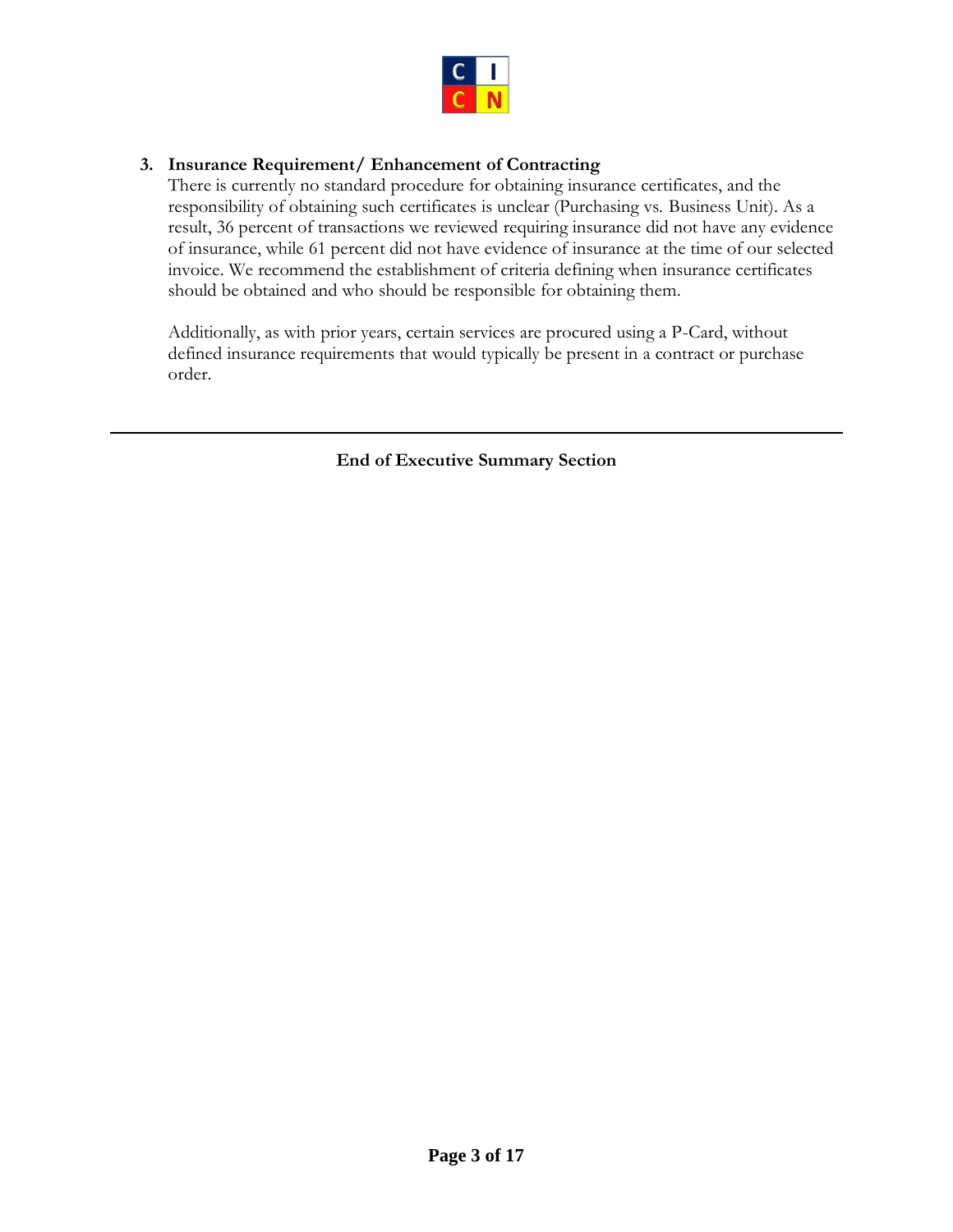3. **Insurance Requirement/ Enhancement of Contracting**
   There is currently no standard procedure for obtaining insurance certificates, and the responsibility of obtaining such certificates is unclear (Purchasing vs. Business Unit). As a result, 36 percent of transactions we reviewed requiring insurance did not have any evidence of insurance, while 61 percent did not have evidence of insurance at the time of our selected invoice. We recommend the establishment of criteria defining when insurance certificates should be obtained and who should be responsible for obtaining them.

   Additionally, as with prior years, certain services are procured using a P-Card, without defined insurance requirements that would typically be present in a contract or purchase order.

---

**End of Executive Summary Section**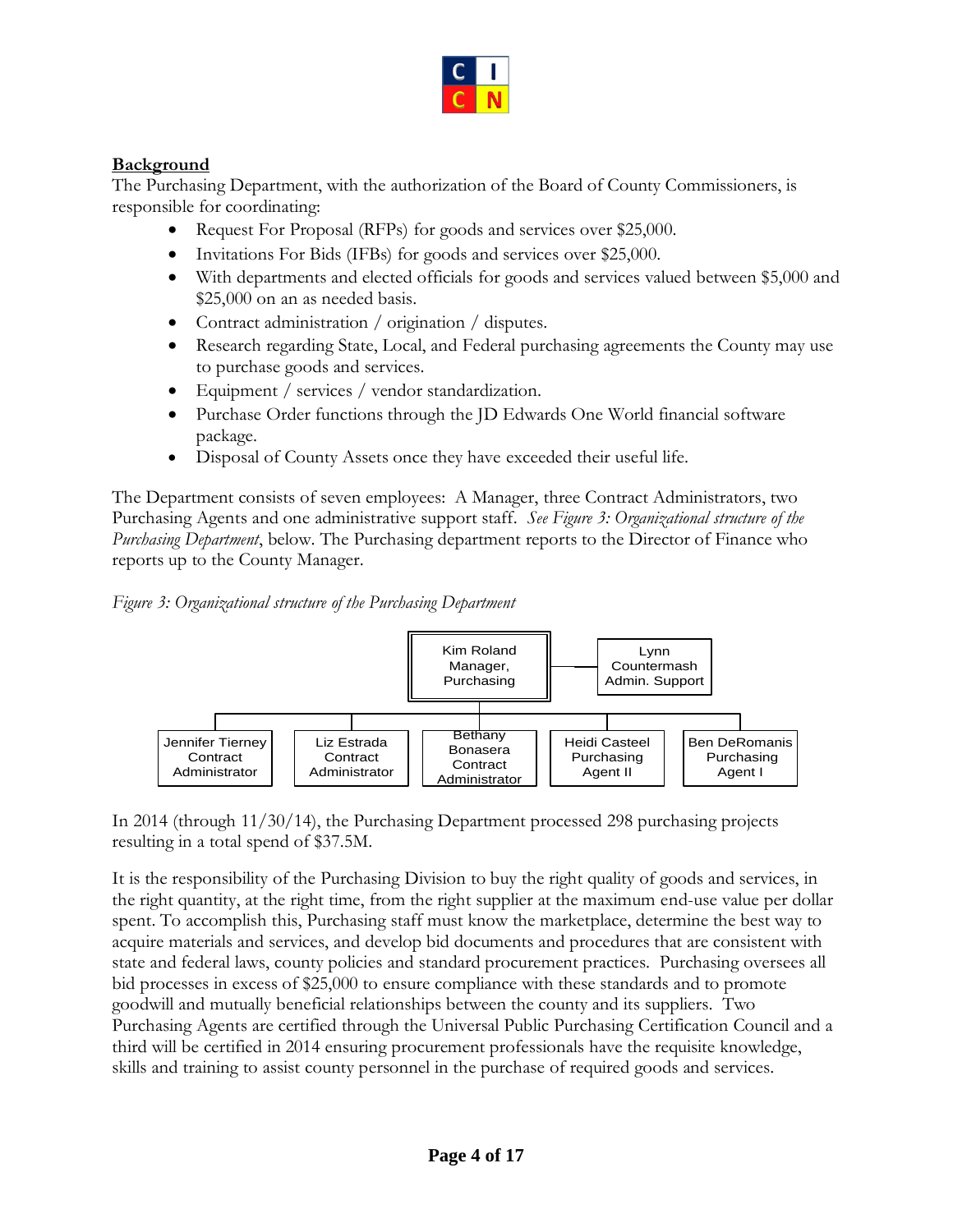**Background**

The Purchasing Department, with the authorization of the Board of County Commissioners, is responsible for coordinating:

- Request For Proposal (RFPs) for goods and services over $25,000.
- Invitations For Bids (IFBs) for goods and services over $25,000.
- With departments and elected officials for goods and services valued between $5,000 and $25,000 on an as needed basis.
- Contract administration / origination / disputes.
- Research regarding State, Local, and Federal purchasing agreements the County may use to purchase goods and services.
- Equipment / services / vendor standardization.
- Purchase Order functions through the JD Edwards One World financial software package.
- Disposal of County Assets once they have exceeded their useful life.

The Department consists of seven employees: A Manager, three Contract Administrators, two Purchasing Agents and one administrative support staff. *See Figure 3: Organizational structure of the Purchasing Department*, below. The Purchasing department reports to the Director of Finance who reports up to the County Manager.

*Figure 3: Organizational structure of the Purchasing Department*

- Kim Roland, Manager, Purchasing
  - Lynn Countermash, Admin. Support
  - Jennifer Tierney, Contract Administrator
  - Liz Estrada, Contract Administrator
  - Bethany Bonasera, Contract Administrator
  - Heidi Casteel, Purchasing Agent II
  - Ben DeRomanis, Purchasing Agent I

In 2014 (through 11/30/14), the Purchasing Department processed 298 purchasing projects resulting in a total spend of $37.5M.

It is the responsibility of the Purchasing Division to buy the right quality of goods and services, in the right quantity, at the right time, from the right supplier at the maximum end-use value per dollar spent. To accomplish this, Purchasing staff must know the marketplace, determine the best way to acquire materials and services, and develop bid documents and procedures that are consistent with state and federal laws, county policies and standard procurement practices. Purchasing oversees all bid processes in excess of $25,000 to ensure compliance with these standards and to promote goodwill and mutually beneficial relationships between the county and its suppliers. Two Purchasing Agents are certified through the Universal Public Purchasing Certification Council and a third will be certified in 2014 ensuring procurement professionals have the requisite knowledge, skills and training to assist county personnel in the purchase of required goods and services.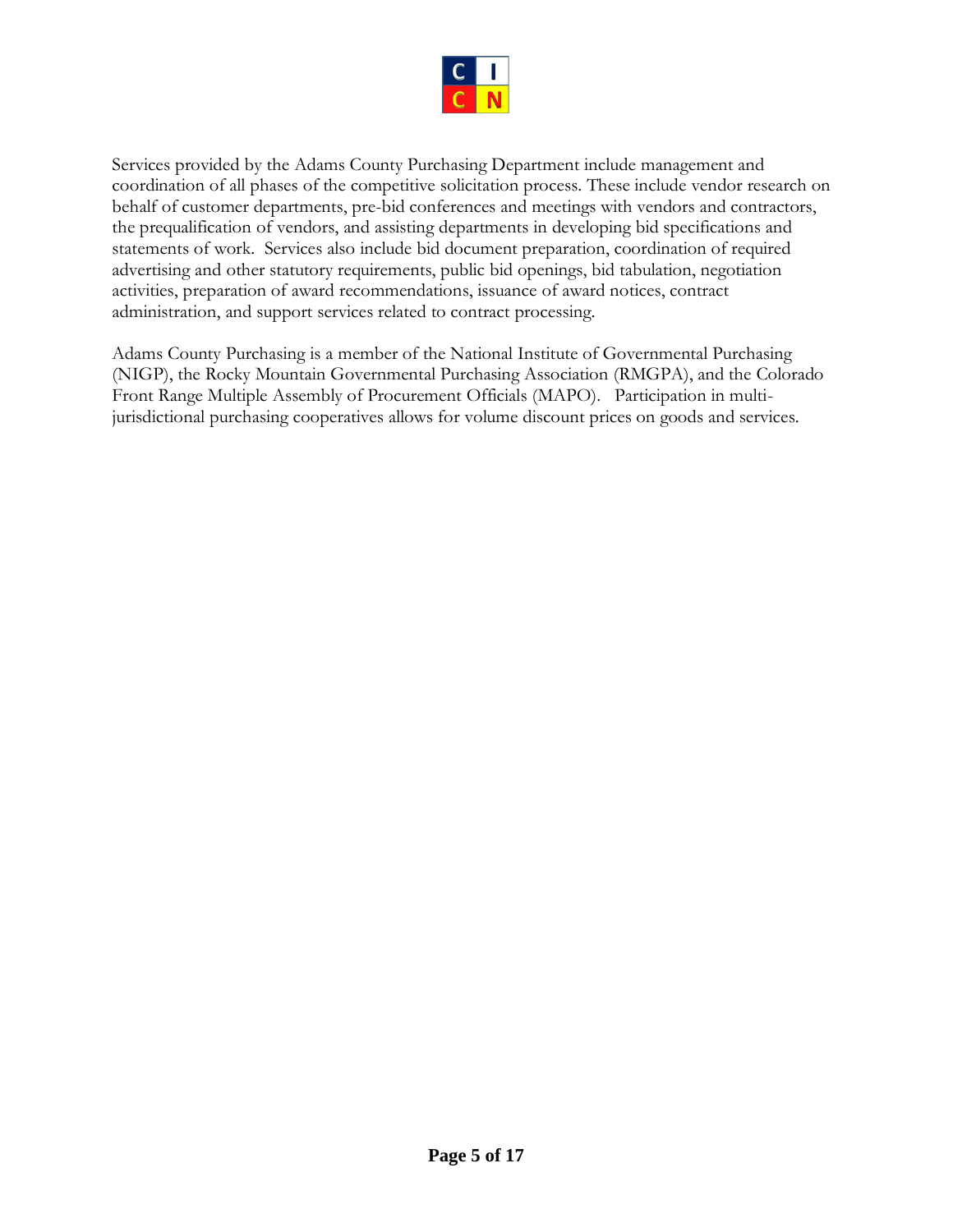Services provided by the Adams County Purchasing Department include management and coordination of all phases of the competitive solicitation process. These include vendor research on behalf of customer departments, pre-bid conferences and meetings with vendors and contractors, the prequalification of vendors, and assisting departments in developing bid specifications and statements of work. Services also include bid document preparation, coordination of required advertising and other statutory requirements, public bid openings, bid tabulation, negotiation activities, preparation of award recommendations, issuance of award notices, contract administration, and support services related to contract processing.

Adams County Purchasing is a member of the National Institute of Governmental Purchasing (NIGP), the Rocky Mountain Governmental Purchasing Association (RMGPA), and the Colorado Front Range Multiple Assembly of Procurement Officials (MAPO). Participation in multi-jurisdictional purchasing cooperatives allows for volume discount prices on goods and services.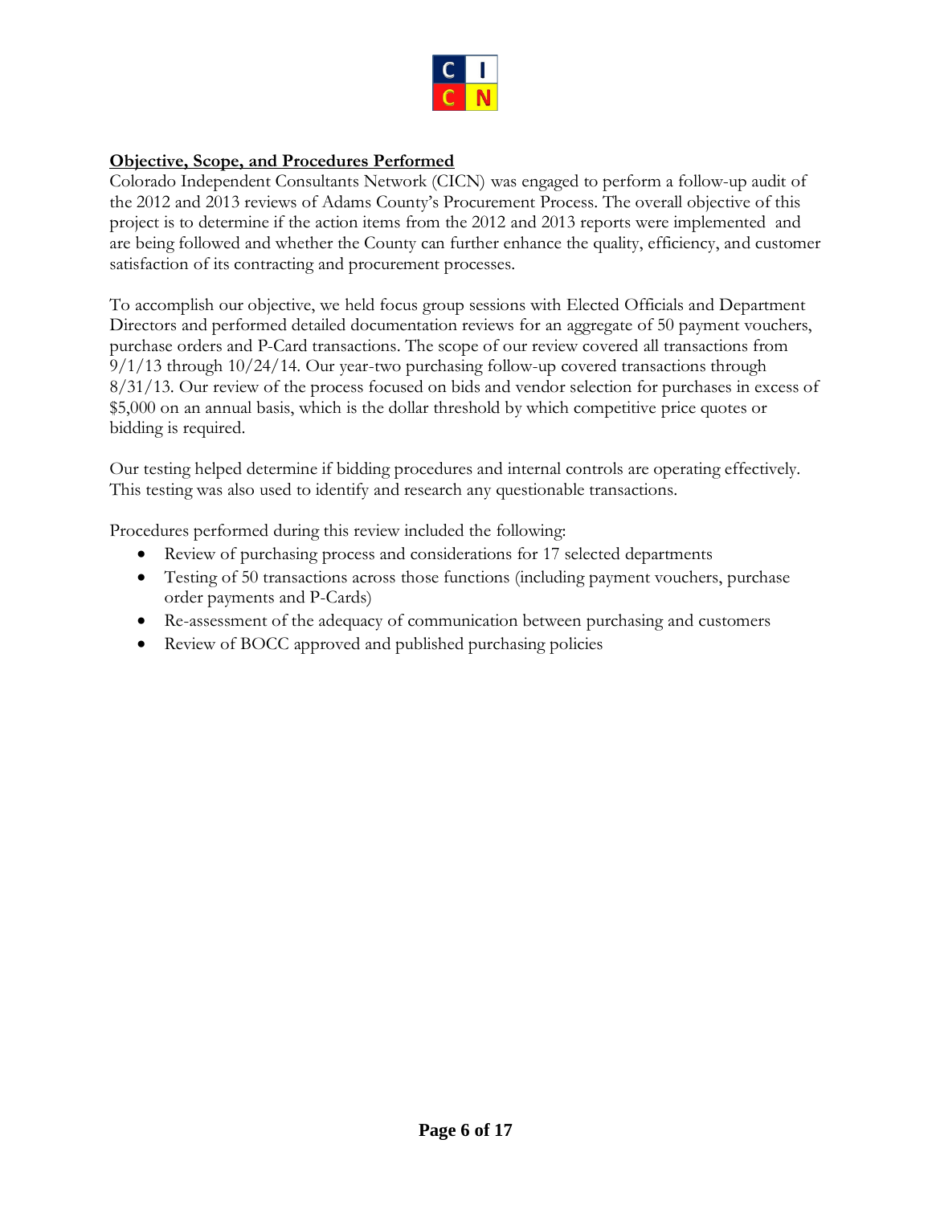## Objective, Scope, and Procedures Performed

Colorado Independent Consultants Network (CICN) was engaged to perform a follow-up audit of the 2012 and 2013 reviews of Adams County's Procurement Process. The overall objective of this project is to determine if the action items from the 2012 and 2013 reports were implemented and are being followed and whether the County can further enhance the quality, efficiency, and customer satisfaction of its contracting and procurement processes.

To accomplish our objective, we held focus group sessions with Elected Officials and Department Directors and performed detailed documentation reviews for an aggregate of 50 payment vouchers, purchase orders and P-Card transactions. The scope of our review covered all transactions from 9/1/13 through 10/24/14. Our year-two purchasing follow-up covered transactions through 8/31/13. Our review of the process focused on bids and vendor selection for purchases in excess of $5,000 on an annual basis, which is the dollar threshold by which competitive price quotes or bidding is required.

Our testing helped determine if bidding procedures and internal controls are operating effectively. This testing was also used to identify and research any questionable transactions.

Procedures performed during this review included the following:

- Review of purchasing process and considerations for 17 selected departments
- Testing of 50 transactions across those functions (including payment vouchers, purchase order payments and P-Cards)
- Re-assessment of the adequacy of communication between purchasing and customers
- Review of BOCC approved and published purchasing policies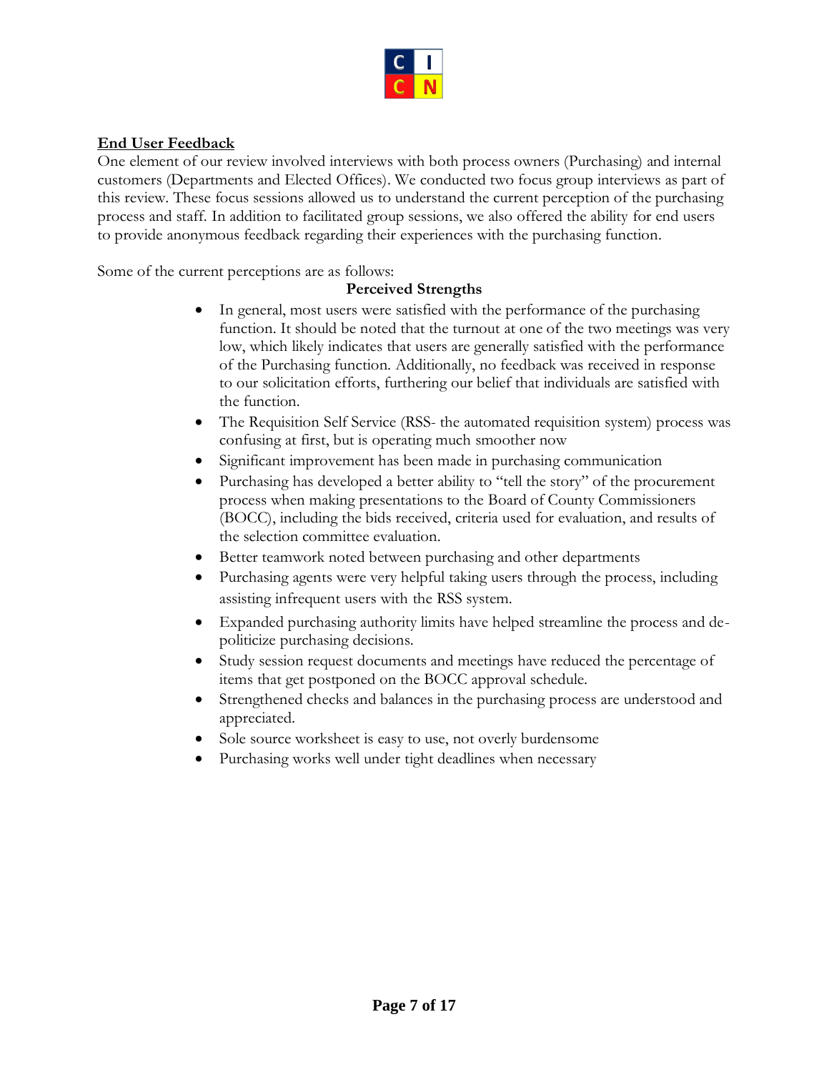## End User Feedback

One element of our review involved interviews with both process owners (Purchasing) and internal customers (Departments and Elected Offices). We conducted two focus group interviews as part of this review. These focus sessions allowed us to understand the current perception of the purchasing process and staff. In addition to facilitated group sessions, we also offered the ability for end users to provide anonymous feedback regarding their experiences with the purchasing function.

Some of the current perceptions are as follows:

**Perceived Strengths**

- In general, most users were satisfied with the performance of the purchasing function. It should be noted that the turnout at one of the two meetings was very low, which likely indicates that users are generally satisfied with the performance of the Purchasing function. Additionally, no feedback was received in response to our solicitation efforts, furthering our belief that individuals are satisfied with the function.
- The Requisition Self Service (RSS- the automated requisition system) process was confusing at first, but is operating much smoother now
- Significant improvement has been made in purchasing communication
- Purchasing has developed a better ability to "tell the story" of the procurement process when making presentations to the Board of County Commissioners (BOCC), including the bids received, criteria used for evaluation, and results of the selection committee evaluation.
- Better teamwork noted between purchasing and other departments
- Purchasing agents were very helpful taking users through the process, including assisting infrequent users with the RSS system.
- Expanded purchasing authority limits have helped streamline the process and de-politicize purchasing decisions.
- Study session request documents and meetings have reduced the percentage of items that get postponed on the BOCC approval schedule.
- Strengthened checks and balances in the purchasing process are understood and appreciated.
- Sole source worksheet is easy to use, not overly burdensome
- Purchasing works well under tight deadlines when necessary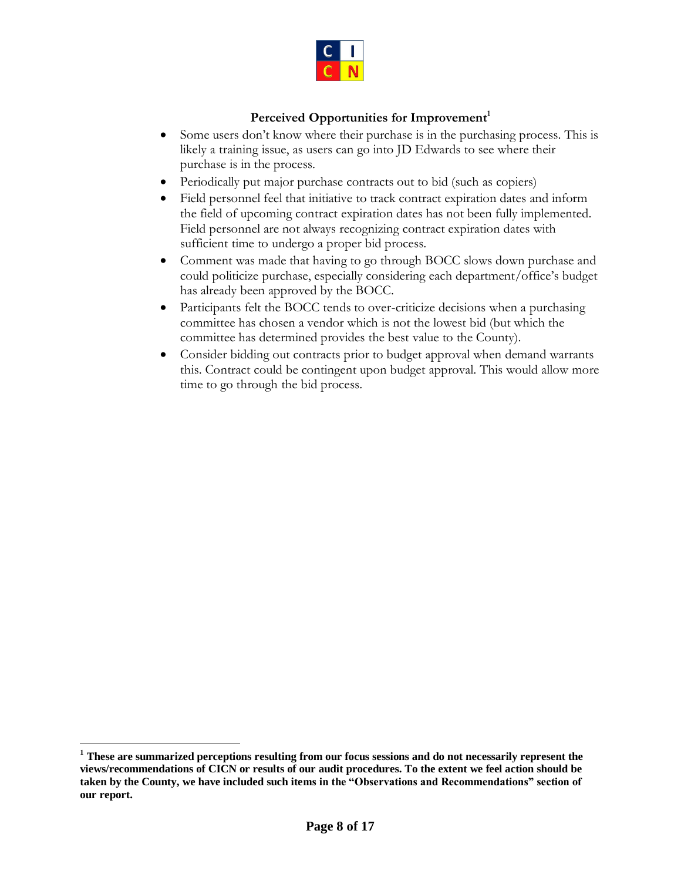### Perceived Opportunities for Improvement[1]

- Some users don't know where their purchase is in the purchasing process. This is likely a training issue, as users can go into JD Edwards to see where their purchase is in the process.
- Periodically put major purchase contracts out to bid (such as copiers)
- Field personnel feel that initiative to track contract expiration dates and inform the field of upcoming contract expiration dates has not been fully implemented. Field personnel are not always recognizing contract expiration dates with sufficient time to undergo a proper bid process.
- Comment was made that having to go through BOCC slows down purchase and could politicize purchase, especially considering each department/office's budget has already been approved by the BOCC.
- Participants felt the BOCC tends to over-criticize decisions when a purchasing committee has chosen a vendor which is not the lowest bid (but which the committee has determined provides the best value to the County).
- Consider bidding out contracts prior to budget approval when demand warrants this. Contract could be contingent upon budget approval. This would allow more time to go through the bid process.

---

[1] **These are summarized perceptions resulting from our focus sessions and do not necessarily represent the views/recommendations of CICN or results of our audit procedures. To the extent we feel action should be taken by the County, we have included such items in the "Observations and Recommendations" section of our report.**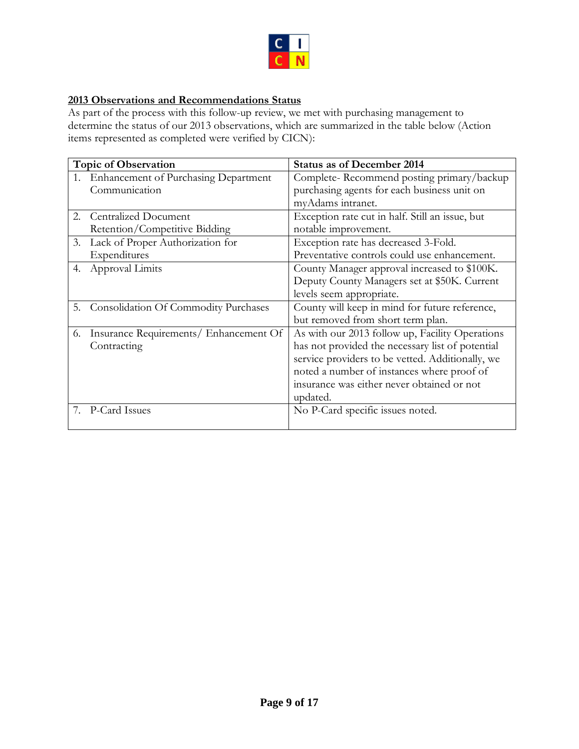## 2013 Observations and Recommendations Status

As part of the process with this follow-up review, we met with purchasing management to determine the status of our 2013 observations, which are summarized in the table below (Action items represented as completed were verified by CICN):

| Topic of Observation | Status as of December 2014 |
|---|---|
| 1. Enhancement of Purchasing Department Communication | Complete- Recommend posting primary/backup purchasing agents for each business unit on myAdams intranet. |
| 2. Centralized Document Retention/Competitive Bidding | Exception rate cut in half. Still an issue, but notable improvement. |
| 3. Lack of Proper Authorization for Expenditures | Exception rate has decreased 3-Fold. Preventative controls could use enhancement. |
| 4. Approval Limits | County Manager approval increased to $100K. Deputy County Managers set at $50K. Current levels seem appropriate. |
| 5. Consolidation Of Commodity Purchases | County will keep in mind for future reference, but removed from short term plan. |
| 6. Insurance Requirements/ Enhancement Of Contracting | As with our 2013 follow up, Facility Operations has not provided the necessary list of potential service providers to be vetted. Additionally, we noted a number of instances where proof of insurance was either never obtained or not updated. |
| 7. P-Card Issues | No P-Card specific issues noted. |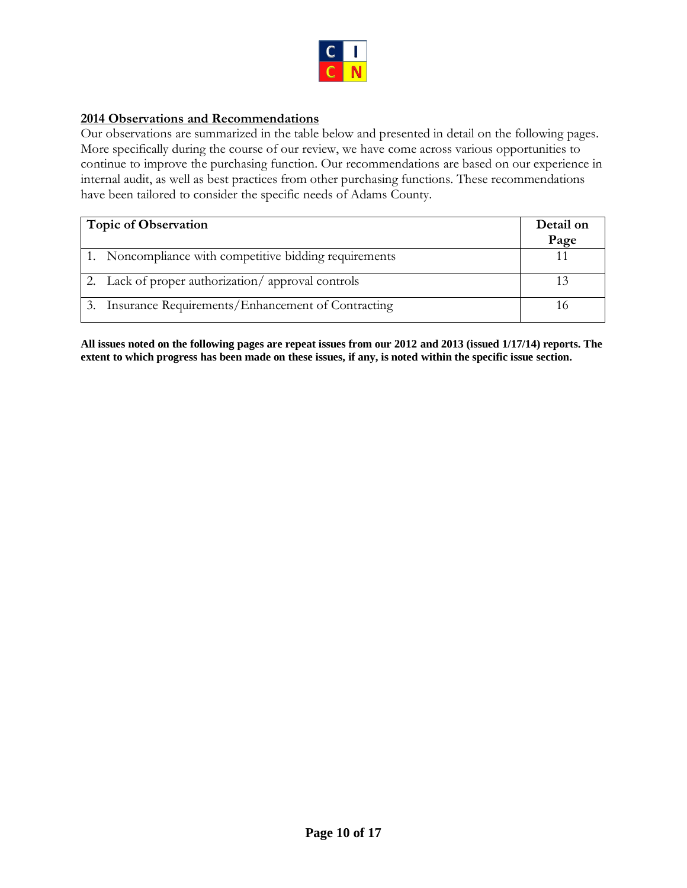## 2014 Observations and Recommendations

Our observations are summarized in the table below and presented in detail on the following pages. More specifically during the course of our review, we have come across various opportunities to continue to improve the purchasing function. Our recommendations are based on our experience in internal audit, as well as best practices from other purchasing functions. These recommendations have been tailored to consider the specific needs of Adams County.

| Topic of Observation | Detail on Page |
| --- | --- |
| 1. Noncompliance with competitive bidding requirements | 11 |
| 2. Lack of proper authorization/ approval controls | 13 |
| 3. Insurance Requirements/Enhancement of Contracting | 16 |

**All issues noted on the following pages are repeat issues from our 2012 and 2013 (issued 1/17/14) reports. The extent to which progress has been made on these issues, if any, is noted within the specific issue section.**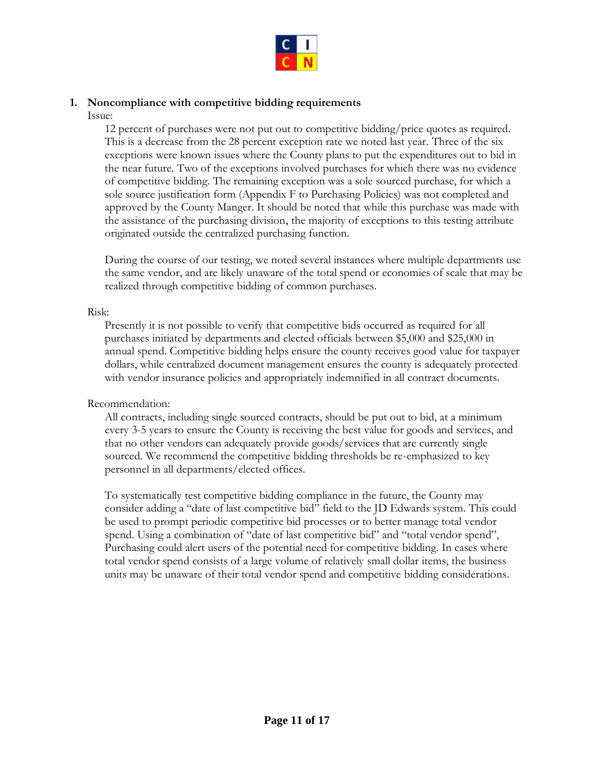1. **Noncompliance with competitive bidding requirements**

Issue:

12 percent of purchases were not put out to competitive bidding/price quotes as required. This is a decrease from the 28 percent exception rate we noted last year. Three of the six exceptions were known issues where the County plans to put the expenditures out to bid in the near future. Two of the exceptions involved purchases for which there was no evidence of competitive bidding. The remaining exception was a sole sourced purchase, for which a sole source justification form (Appendix F to Purchasing Policies) was not completed and approved by the County Manger. It should be noted that while this purchase was made with the assistance of the purchasing division, the majority of exceptions to this testing attribute originated outside the centralized purchasing function.

During the course of our testing, we noted several instances where multiple departments use the same vendor, and are likely unaware of the total spend or economies of scale that may be realized through competitive bidding of common purchases.

Risk:

Presently it is not possible to verify that competitive bids occurred as required for all purchases initiated by departments and elected officials between $5,000 and $25,000 in annual spend. Competitive bidding helps ensure the county receives good value for taxpayer dollars, while centralized document management ensures the county is adequately protected with vendor insurance policies and appropriately indemnified in all contract documents.

Recommendation:

All contracts, including single sourced contracts, should be put out to bid, at a minimum every 3-5 years to ensure the County is receiving the best value for goods and services, and that no other vendors can adequately provide goods/services that are currently single sourced. We recommend the competitive bidding thresholds be re-emphasized to key personnel in all departments/elected offices.

To systematically test competitive bidding compliance in the future, the County may consider adding a "date of last competitive bid" field to the JD Edwards system. This could be used to prompt periodic competitive bid processes or to better manage total vendor spend. Using a combination of "date of last competitive bid" and "total vendor spend", Purchasing could alert users of the potential need for competitive bidding. In cases where total vendor spend consists of a large volume of relatively small dollar items, the business units may be unaware of their total vendor spend and competitive bidding considerations.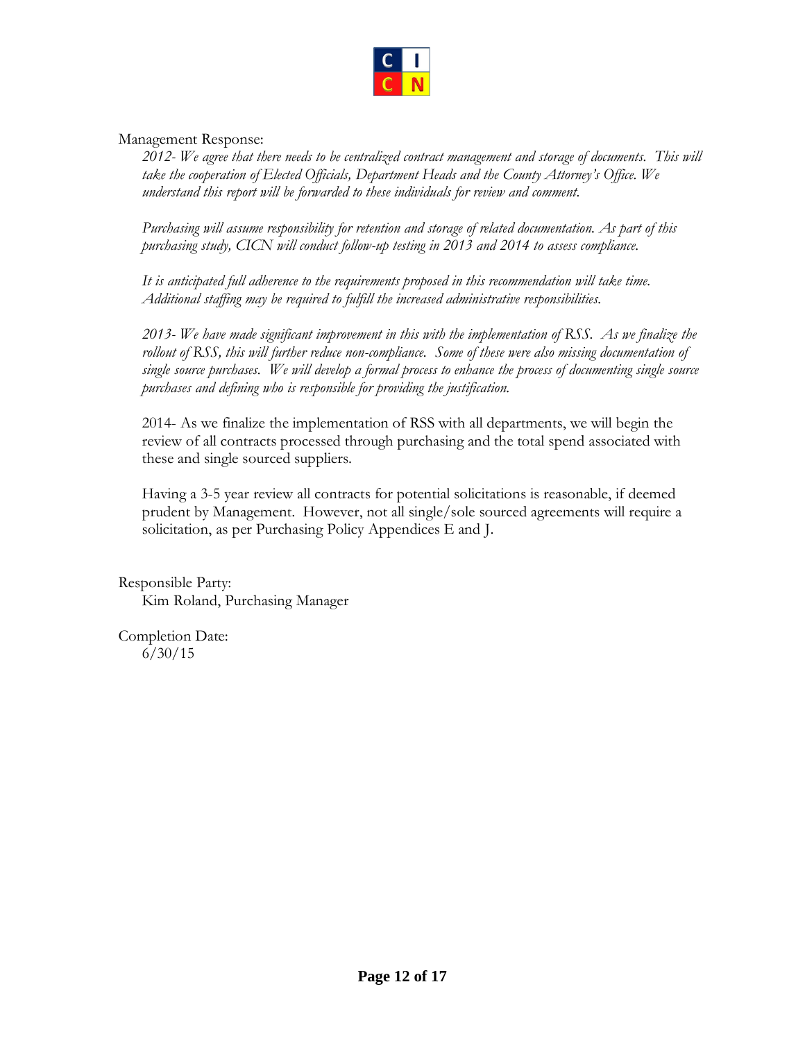Management Response:

*2012- We agree that there needs to be centralized contract management and storage of documents. This will take the cooperation of Elected Officials, Department Heads and the County Attorney's Office. We understand this report will be forwarded to these individuals for review and comment.*

*Purchasing will assume responsibility for retention and storage of related documentation. As part of this purchasing study, CICN will conduct follow-up testing in 2013 and 2014 to assess compliance.*

*It is anticipated full adherence to the requirements proposed in this recommendation will take time. Additional staffing may be required to fulfill the increased administrative responsibilities.*

*2013- We have made significant improvement in this with the implementation of RSS. As we finalize the rollout of RSS, this will further reduce non-compliance. Some of these were also missing documentation of single source purchases. We will develop a formal process to enhance the process of documenting single source purchases and defining who is responsible for providing the justification.*

2014- As we finalize the implementation of RSS with all departments, we will begin the review of all contracts processed through purchasing and the total spend associated with these and single sourced suppliers.

Having a 3-5 year review all contracts for potential solicitations is reasonable, if deemed prudent by Management. However, not all single/sole sourced agreements will require a solicitation, as per Purchasing Policy Appendices E and J.

Responsible Party:

Kim Roland, Purchasing Manager

Completion Date:

6/30/15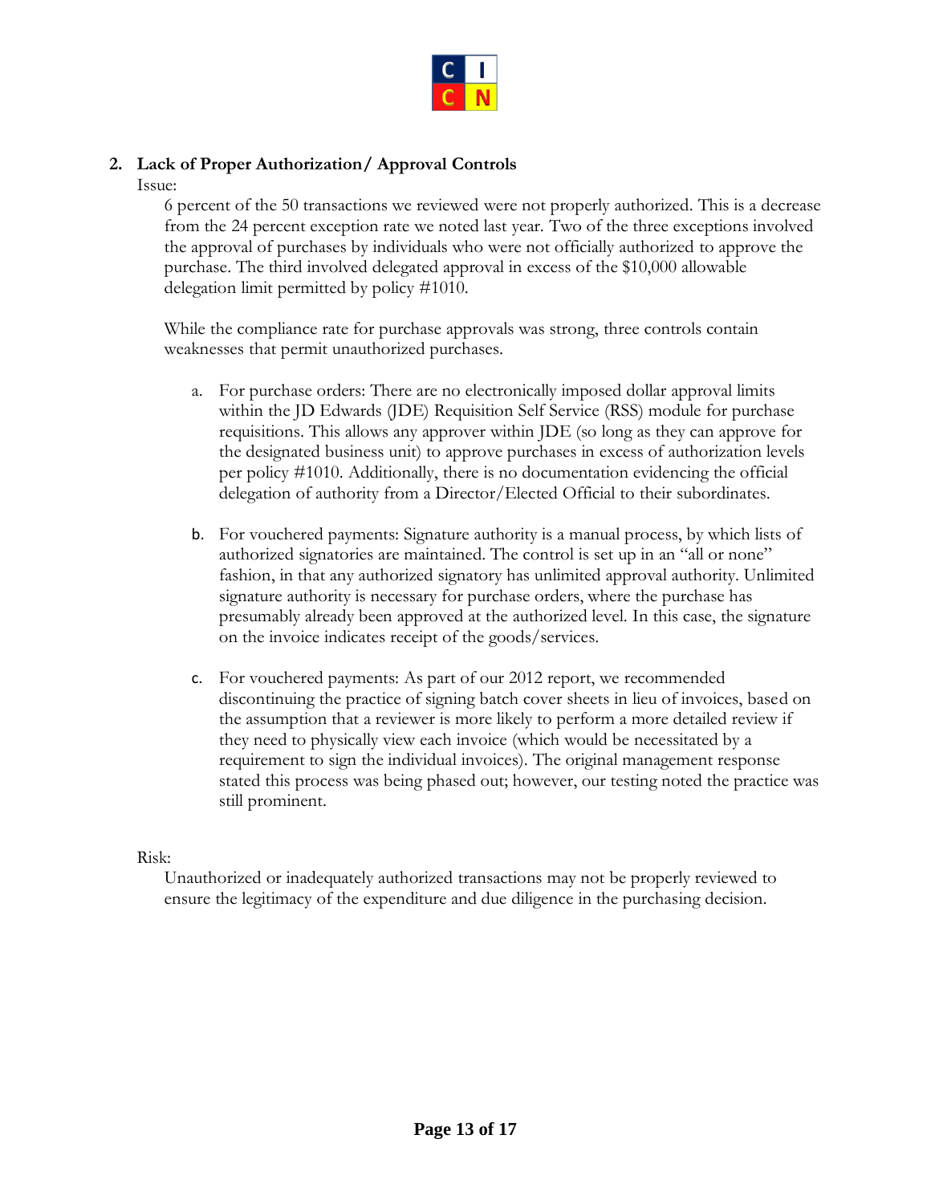**2. Lack of Proper Authorization/ Approval Controls**

Issue:

6 percent of the 50 transactions we reviewed were not properly authorized. This is a decrease from the 24 percent exception rate we noted last year. Two of the three exceptions involved the approval of purchases by individuals who were not officially authorized to approve the purchase. The third involved delegated approval in excess of the $10,000 allowable delegation limit permitted by policy #1010.

While the compliance rate for purchase approvals was strong, three controls contain weaknesses that permit unauthorized purchases.

a. For purchase orders: There are no electronically imposed dollar approval limits within the JD Edwards (JDE) Requisition Self Service (RSS) module for purchase requisitions. This allows any approver within JDE (so long as they can approve for the designated business unit) to approve purchases in excess of authorization levels per policy #1010. Additionally, there is no documentation evidencing the official delegation of authority from a Director/Elected Official to their subordinates.

b. For vouchered payments: Signature authority is a manual process, by which lists of authorized signatories are maintained. The control is set up in an "all or none" fashion, in that any authorized signatory has unlimited approval authority. Unlimited signature authority is necessary for purchase orders, where the purchase has presumably already been approved at the authorized level. In this case, the signature on the invoice indicates receipt of the goods/services.

c. For vouchered payments: As part of our 2012 report, we recommended discontinuing the practice of signing batch cover sheets in lieu of invoices, based on the assumption that a reviewer is more likely to perform a more detailed review if they need to physically view each invoice (which would be necessitated by a requirement to sign the individual invoices). The original management response stated this process was being phased out; however, our testing noted the practice was still prominent.

Risk:

Unauthorized or inadequately authorized transactions may not be properly reviewed to ensure the legitimacy of the expenditure and due diligence in the purchasing decision.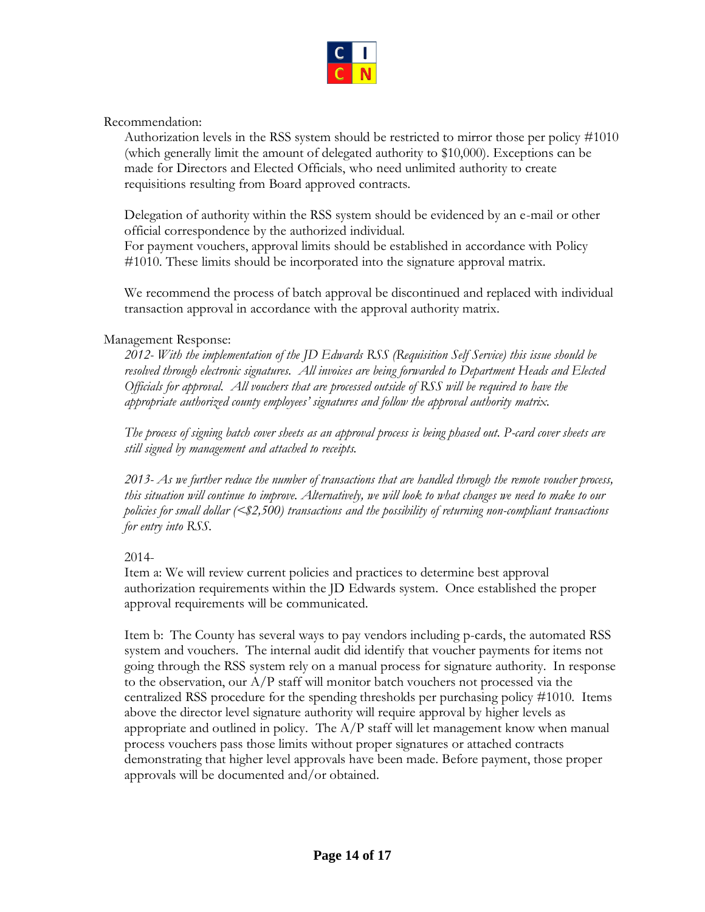Recommendation:

Authorization levels in the RSS system should be restricted to mirror those per policy #1010 (which generally limit the amount of delegated authority to $10,000). Exceptions can be made for Directors and Elected Officials, who need unlimited authority to create requisitions resulting from Board approved contracts.

Delegation of authority within the RSS system should be evidenced by an e-mail or other official correspondence by the authorized individual.
For payment vouchers, approval limits should be established in accordance with Policy #1010. These limits should be incorporated into the signature approval matrix.

We recommend the process of batch approval be discontinued and replaced with individual transaction approval in accordance with the approval authority matrix.

Management Response:

*2012- With the implementation of the JD Edwards RSS (Requisition Self Service) this issue should be resolved through electronic signatures. All invoices are being forwarded to Department Heads and Elected Officials for approval. All vouchers that are processed outside of RSS will be required to have the appropriate authorized county employees' signatures and follow the approval authority matrix.*

*The process of signing batch cover sheets as an approval process is being phased out. P-card cover sheets are still signed by management and attached to receipts.*

*2013- As we further reduce the number of transactions that are handled through the remote voucher process, this situation will continue to improve. Alternatively, we will look to what changes we need to make to our policies for small dollar (<$2,500) transactions and the possibility of returning non-compliant transactions for entry into RSS.*

2014-

Item a: We will review current policies and practices to determine best approval authorization requirements within the JD Edwards system. Once established the proper approval requirements will be communicated.

Item b: The County has several ways to pay vendors including p-cards, the automated RSS system and vouchers. The internal audit did identify that voucher payments for items not going through the RSS system rely on a manual process for signature authority. In response to the observation, our A/P staff will monitor batch vouchers not processed via the centralized RSS procedure for the spending thresholds per purchasing policy #1010. Items above the director level signature authority will require approval by higher levels as appropriate and outlined in policy. The A/P staff will let management know when manual process vouchers pass those limits without proper signatures or attached contracts demonstrating that higher level approvals have been made. Before payment, those proper approvals will be documented and/or obtained.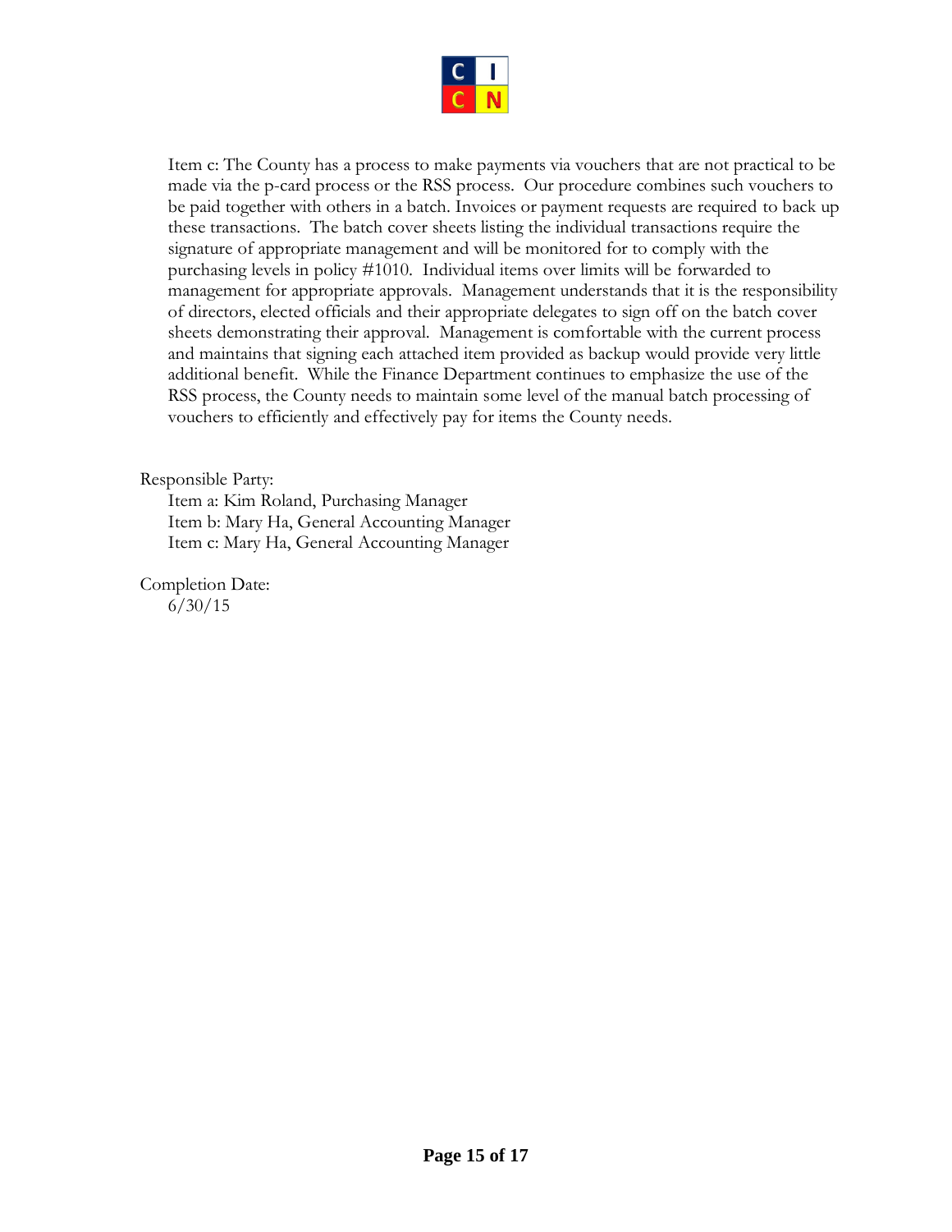Item c: The County has a process to make payments via vouchers that are not practical to be made via the p-card process or the RSS process. Our procedure combines such vouchers to be paid together with others in a batch. Invoices or payment requests are required to back up these transactions. The batch cover sheets listing the individual transactions require the signature of appropriate management and will be monitored for to comply with the purchasing levels in policy #1010. Individual items over limits will be forwarded to management for appropriate approvals. Management understands that it is the responsibility of directors, elected officials and their appropriate delegates to sign off on the batch cover sheets demonstrating their approval. Management is comfortable with the current process and maintains that signing each attached item provided as backup would provide very little additional benefit. While the Finance Department continues to emphasize the use of the RSS process, the County needs to maintain some level of the manual batch processing of vouchers to efficiently and effectively pay for items the County needs.

Responsible Party:

Item a: Kim Roland, Purchasing Manager
Item b: Mary Ha, General Accounting Manager
Item c: Mary Ha, General Accounting Manager

Completion Date:

6/30/15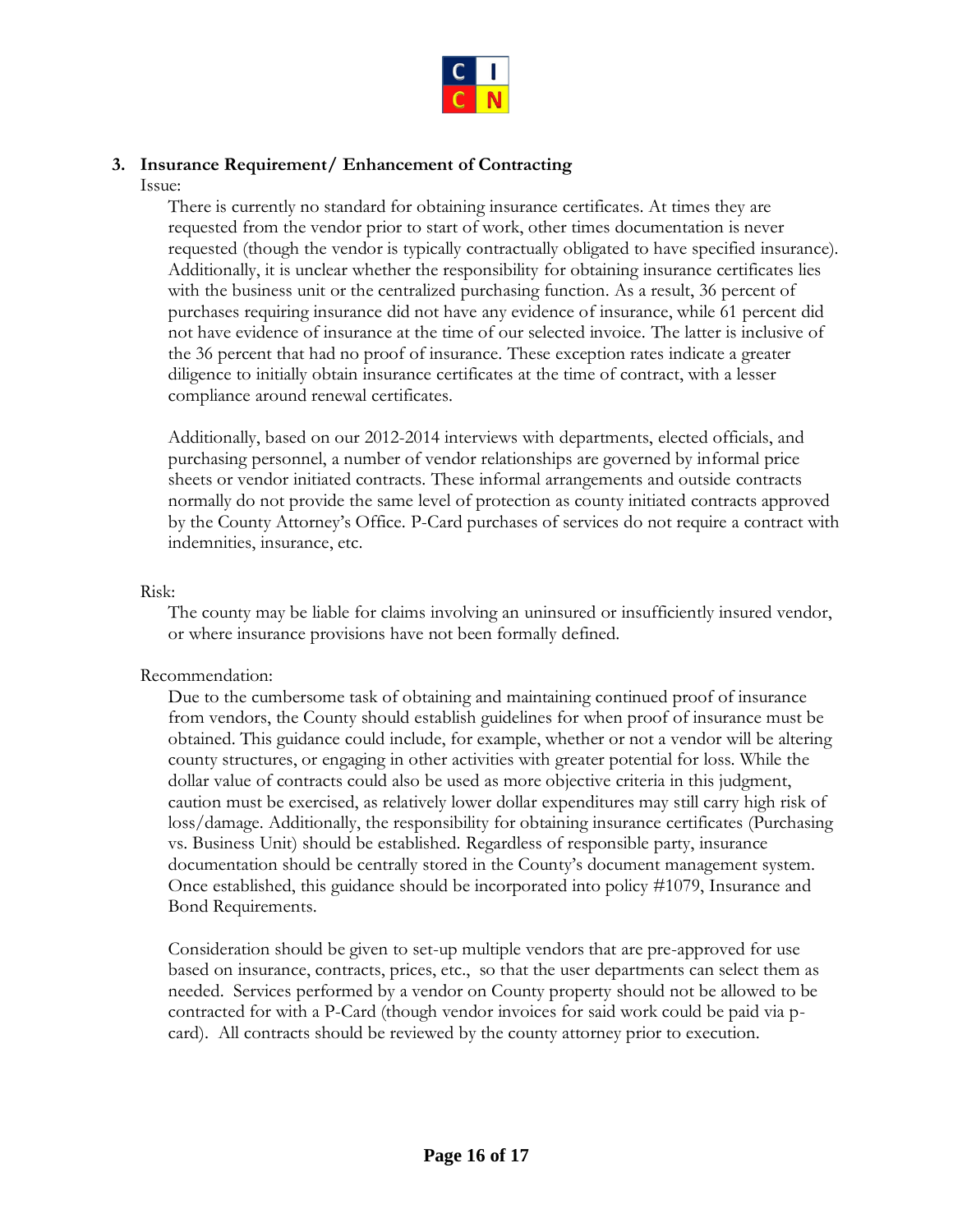### 3. Insurance Requirement/ Enhancement of Contracting

Issue:

There is currently no standard for obtaining insurance certificates. At times they are requested from the vendor prior to start of work, other times documentation is never requested (though the vendor is typically contractually obligated to have specified insurance). Additionally, it is unclear whether the responsibility for obtaining insurance certificates lies with the business unit or the centralized purchasing function. As a result, 36 percent of purchases requiring insurance did not have any evidence of insurance, while 61 percent did not have evidence of insurance at the time of our selected invoice. The latter is inclusive of the 36 percent that had no proof of insurance. These exception rates indicate a greater diligence to initially obtain insurance certificates at the time of contract, with a lesser compliance around renewal certificates.

Additionally, based on our 2012-2014 interviews with departments, elected officials, and purchasing personnel, a number of vendor relationships are governed by informal price sheets or vendor initiated contracts. These informal arrangements and outside contracts normally do not provide the same level of protection as county initiated contracts approved by the County Attorney's Office. P-Card purchases of services do not require a contract with indemnities, insurance, etc.

Risk:

The county may be liable for claims involving an uninsured or insufficiently insured vendor, or where insurance provisions have not been formally defined.

Recommendation:

Due to the cumbersome task of obtaining and maintaining continued proof of insurance from vendors, the County should establish guidelines for when proof of insurance must be obtained. This guidance could include, for example, whether or not a vendor will be altering county structures, or engaging in other activities with greater potential for loss. While the dollar value of contracts could also be used as more objective criteria in this judgment, caution must be exercised, as relatively lower dollar expenditures may still carry high risk of loss/damage. Additionally, the responsibility for obtaining insurance certificates (Purchasing vs. Business Unit) should be established. Regardless of responsible party, insurance documentation should be centrally stored in the County's document management system. Once established, this guidance should be incorporated into policy #1079, Insurance and Bond Requirements.

Consideration should be given to set-up multiple vendors that are pre-approved for use based on insurance, contracts, prices, etc., so that the user departments can select them as needed. Services performed by a vendor on County property should not be allowed to be contracted for with a P-Card (though vendor invoices for said work could be paid via p-card). All contracts should be reviewed by the county attorney prior to execution.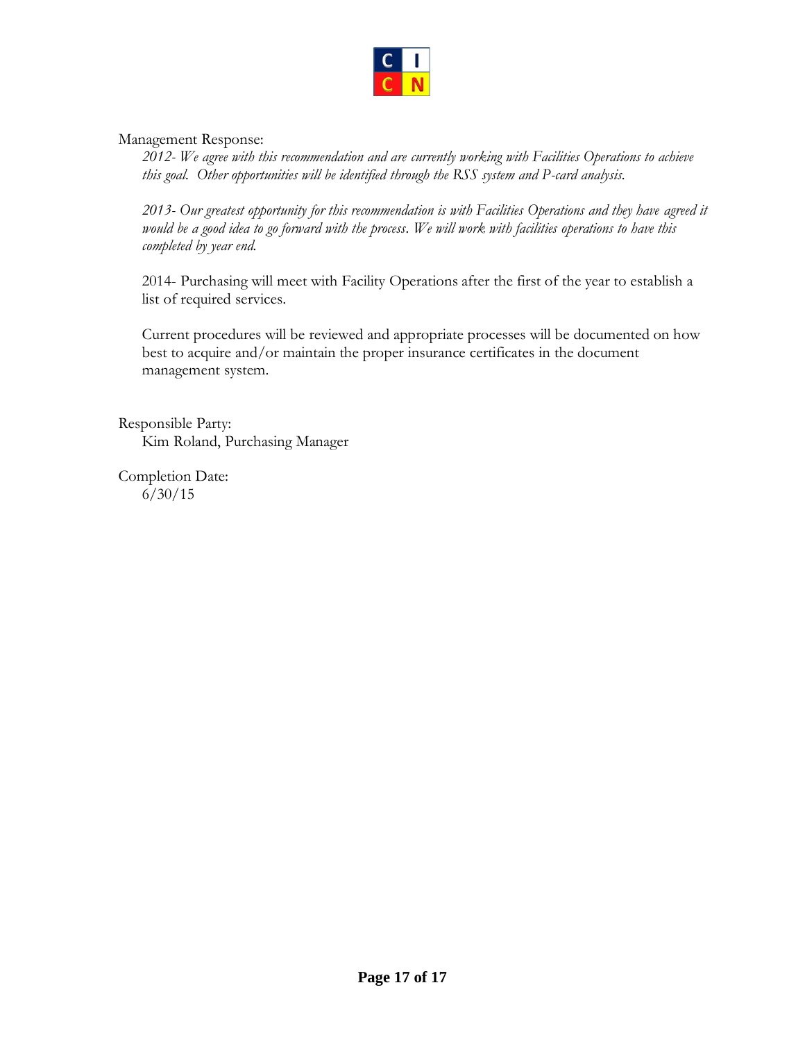Management Response:

*2012- We agree with this recommendation and are currently working with Facilities Operations to achieve this goal. Other opportunities will be identified through the RSS system and P-card analysis.*

*2013- Our greatest opportunity for this recommendation is with Facilities Operations and they have agreed it would be a good idea to go forward with the process. We will work with facilities operations to have this completed by year end.*

2014- Purchasing will meet with Facility Operations after the first of the year to establish a list of required services.

Current procedures will be reviewed and appropriate processes will be documented on how best to acquire and/or maintain the proper insurance certificates in the document management system.

Responsible Party:

Kim Roland, Purchasing Manager

Completion Date:

6/30/15